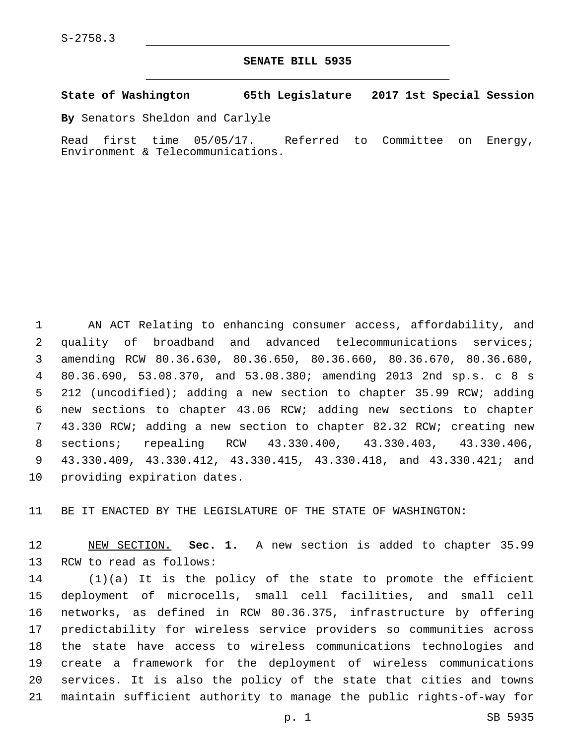S-2758.3

**SENATE BILL 5935**

**State of Washington 65th Legislature 2017 1st Special Session**

**By** Senators Sheldon and Carlyle

Read first time 05/05/17. Referred to Committee on Energy, Environment & Telecommunications.

AN ACT Relating to enhancing consumer access, affordability, and quality of broadband and advanced telecommunications services; amending RCW 80.36.630, 80.36.650, 80.36.660, 80.36.670, 80.36.680, 80.36.690, 53.08.370, and 53.08.380; amending 2013 2nd sp.s. c 8 s 212 (uncodified); adding a new section to chapter 35.99 RCW; adding new sections to chapter 43.06 RCW; adding new sections to chapter 43.330 RCW; adding a new section to chapter 82.32 RCW; creating new sections; repealing RCW 43.330.400, 43.330.403, 43.330.406, 43.330.409, 43.330.412, 43.330.415, 43.330.418, and 43.330.421; and providing expiration dates.

BE IT ENACTED BY THE LEGISLATURE OF THE STATE OF WASHINGTON:

NEW SECTION. **Sec. 1.** A new section is added to chapter 35.99 RCW to read as follows:

(1)(a) It is the policy of the state to promote the efficient deployment of microcells, small cell facilities, and small cell networks, as defined in RCW 80.36.375, infrastructure by offering predictability for wireless service providers so communities across the state have access to wireless communications technologies and create a framework for the deployment of wireless communications services. It is also the policy of the state that cities and towns maintain sufficient authority to manage the public rights-of-way for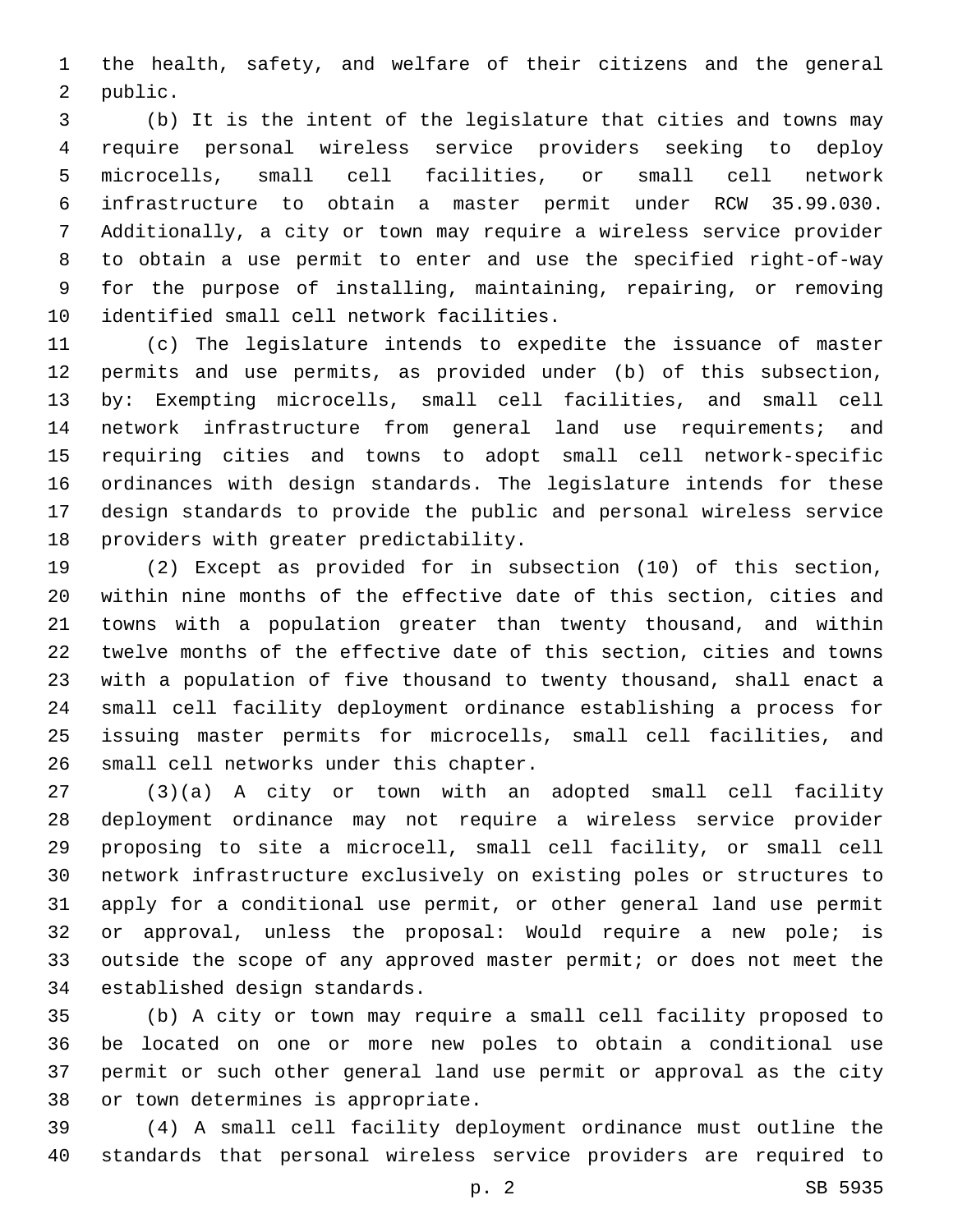the health, safety, and welfare of their citizens and the general public.

(b) It is the intent of the legislature that cities and towns may require personal wireless service providers seeking to deploy microcells, small cell facilities, or small cell network infrastructure to obtain a master permit under RCW 35.99.030. Additionally, a city or town may require a wireless service provider to obtain a use permit to enter and use the specified right-of-way for the purpose of installing, maintaining, repairing, or removing identified small cell network facilities.

(c) The legislature intends to expedite the issuance of master permits and use permits, as provided under (b) of this subsection, by: Exempting microcells, small cell facilities, and small cell network infrastructure from general land use requirements; and requiring cities and towns to adopt small cell network-specific ordinances with design standards. The legislature intends for these design standards to provide the public and personal wireless service providers with greater predictability.

(2) Except as provided for in subsection (10) of this section, within nine months of the effective date of this section, cities and towns with a population greater than twenty thousand, and within twelve months of the effective date of this section, cities and towns with a population of five thousand to twenty thousand, shall enact a small cell facility deployment ordinance establishing a process for issuing master permits for microcells, small cell facilities, and small cell networks under this chapter.

(3)(a) A city or town with an adopted small cell facility deployment ordinance may not require a wireless service provider proposing to site a microcell, small cell facility, or small cell network infrastructure exclusively on existing poles or structures to apply for a conditional use permit, or other general land use permit or approval, unless the proposal: Would require a new pole; is outside the scope of any approved master permit; or does not meet the established design standards.

(b) A city or town may require a small cell facility proposed to be located on one or more new poles to obtain a conditional use permit or such other general land use permit or approval as the city or town determines is appropriate.

(4) A small cell facility deployment ordinance must outline the standards that personal wireless service providers are required to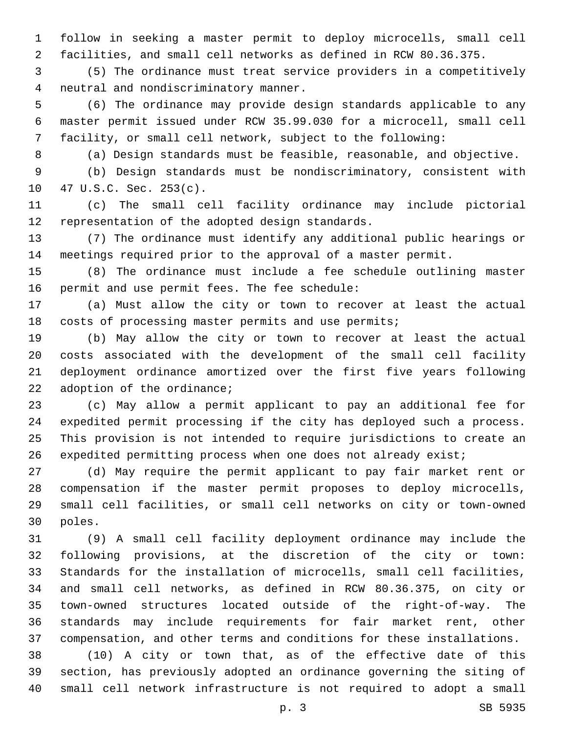follow in seeking a master permit to deploy microcells, small cell facilities, and small cell networks as defined in RCW 80.36.375.

(5) The ordinance must treat service providers in a competitively neutral and nondiscriminatory manner.

(6) The ordinance may provide design standards applicable to any master permit issued under RCW 35.99.030 for a microcell, small cell facility, or small cell network, subject to the following:

(a) Design standards must be feasible, reasonable, and objective.

(b) Design standards must be nondiscriminatory, consistent with 47 U.S.C. Sec. 253(c).

(c) The small cell facility ordinance may include pictorial representation of the adopted design standards.

(7) The ordinance must identify any additional public hearings or meetings required prior to the approval of a master permit.

(8) The ordinance must include a fee schedule outlining master permit and use permit fees. The fee schedule:

(a) Must allow the city or town to recover at least the actual costs of processing master permits and use permits;

(b) May allow the city or town to recover at least the actual costs associated with the development of the small cell facility deployment ordinance amortized over the first five years following adoption of the ordinance;

(c) May allow a permit applicant to pay an additional fee for expedited permit processing if the city has deployed such a process. This provision is not intended to require jurisdictions to create an expedited permitting process when one does not already exist;

(d) May require the permit applicant to pay fair market rent or compensation if the master permit proposes to deploy microcells, small cell facilities, or small cell networks on city or town-owned poles.

(9) A small cell facility deployment ordinance may include the following provisions, at the discretion of the city or town: Standards for the installation of microcells, small cell facilities, and small cell networks, as defined in RCW 80.36.375, on city or town-owned structures located outside of the right-of-way. The standards may include requirements for fair market rent, other compensation, and other terms and conditions for these installations.

(10) A city or town that, as of the effective date of this section, has previously adopted an ordinance governing the siting of small cell network infrastructure is not required to adopt a small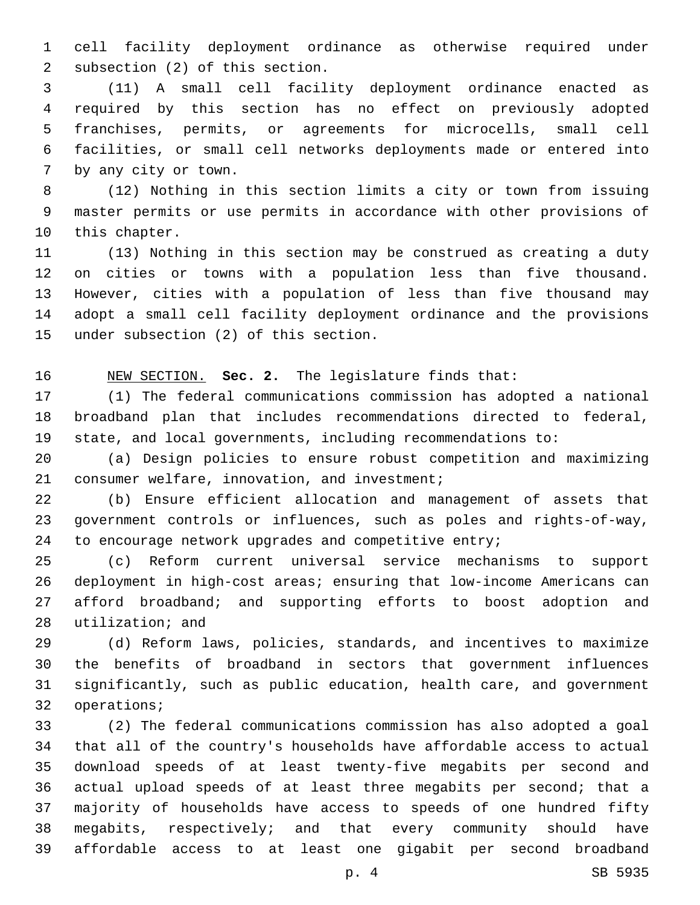cell facility deployment ordinance as otherwise required under subsection (2) of this section.

(11) A small cell facility deployment ordinance enacted as required by this section has no effect on previously adopted franchises, permits, or agreements for microcells, small cell facilities, or small cell networks deployments made or entered into by any city or town.

(12) Nothing in this section limits a city or town from issuing master permits or use permits in accordance with other provisions of this chapter.

(13) Nothing in this section may be construed as creating a duty on cities or towns with a population less than five thousand. However, cities with a population of less than five thousand may adopt a small cell facility deployment ordinance and the provisions under subsection (2) of this section.

NEW SECTION. **Sec. 2.** The legislature finds that:

(1) The federal communications commission has adopted a national broadband plan that includes recommendations directed to federal, state, and local governments, including recommendations to:

(a) Design policies to ensure robust competition and maximizing consumer welfare, innovation, and investment;

(b) Ensure efficient allocation and management of assets that government controls or influences, such as poles and rights-of-way, to encourage network upgrades and competitive entry;

(c) Reform current universal service mechanisms to support deployment in high-cost areas; ensuring that low-income Americans can afford broadband; and supporting efforts to boost adoption and utilization; and

(d) Reform laws, policies, standards, and incentives to maximize the benefits of broadband in sectors that government influences significantly, such as public education, health care, and government operations;

(2) The federal communications commission has also adopted a goal that all of the country's households have affordable access to actual download speeds of at least twenty-five megabits per second and actual upload speeds of at least three megabits per second; that a majority of households have access to speeds of one hundred fifty megabits, respectively; and that every community should have affordable access to at least one gigabit per second broadband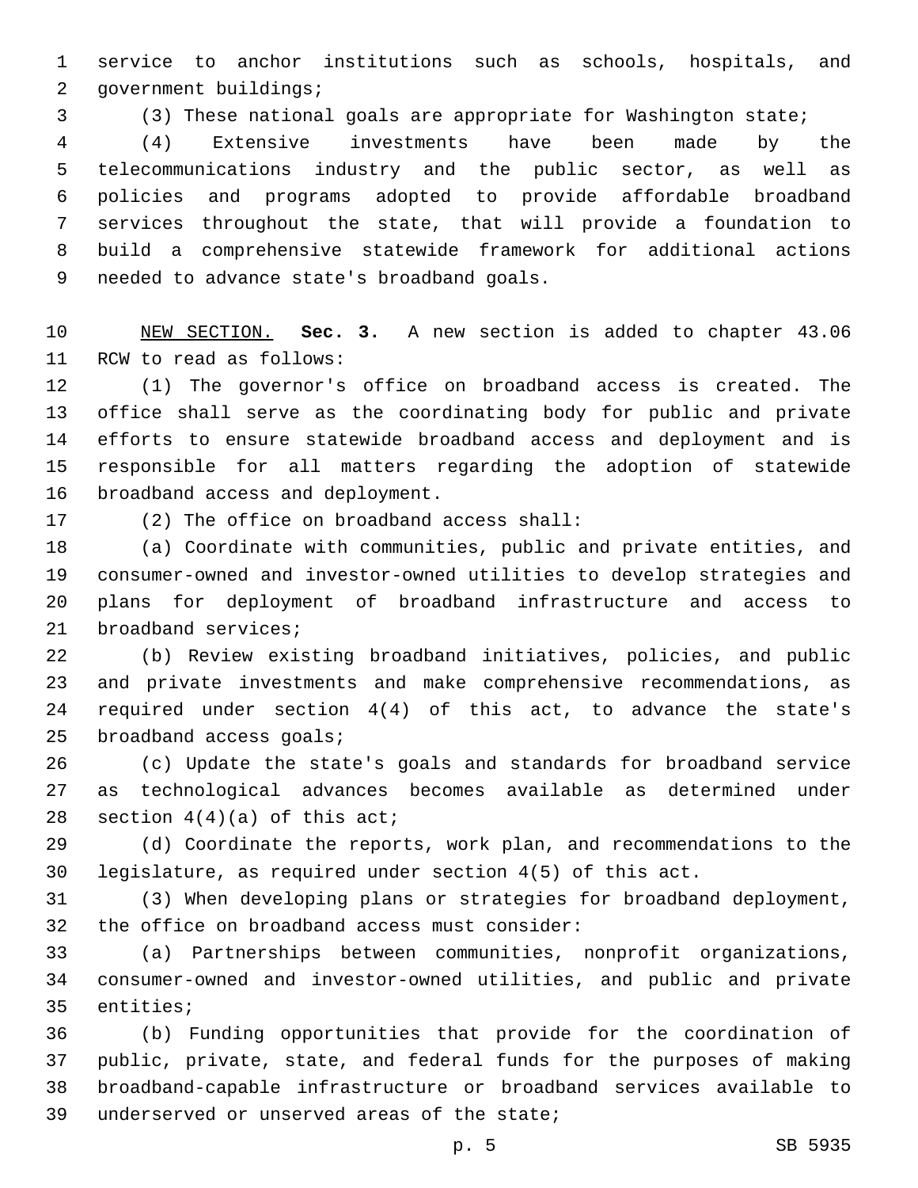service to anchor institutions such as schools, hospitals, and government buildings;

(3) These national goals are appropriate for Washington state;

(4) Extensive investments have been made by the telecommunications industry and the public sector, as well as policies and programs adopted to provide affordable broadband services throughout the state, that will provide a foundation to build a comprehensive statewide framework for additional actions needed to advance state's broadband goals.

NEW SECTION. **Sec. 3.** A new section is added to chapter 43.06 RCW to read as follows:

(1) The governor's office on broadband access is created. The office shall serve as the coordinating body for public and private efforts to ensure statewide broadband access and deployment and is responsible for all matters regarding the adoption of statewide broadband access and deployment.

(2) The office on broadband access shall:

(a) Coordinate with communities, public and private entities, and consumer-owned and investor-owned utilities to develop strategies and plans for deployment of broadband infrastructure and access to broadband services;

(b) Review existing broadband initiatives, policies, and public and private investments and make comprehensive recommendations, as required under section 4(4) of this act, to advance the state's broadband access goals;

(c) Update the state's goals and standards for broadband service as technological advances becomes available as determined under section 4(4)(a) of this act;

(d) Coordinate the reports, work plan, and recommendations to the legislature, as required under section 4(5) of this act.

(3) When developing plans or strategies for broadband deployment, the office on broadband access must consider:

(a) Partnerships between communities, nonprofit organizations, consumer-owned and investor-owned utilities, and public and private entities;

(b) Funding opportunities that provide for the coordination of public, private, state, and federal funds for the purposes of making broadband-capable infrastructure or broadband services available to underserved or unserved areas of the state;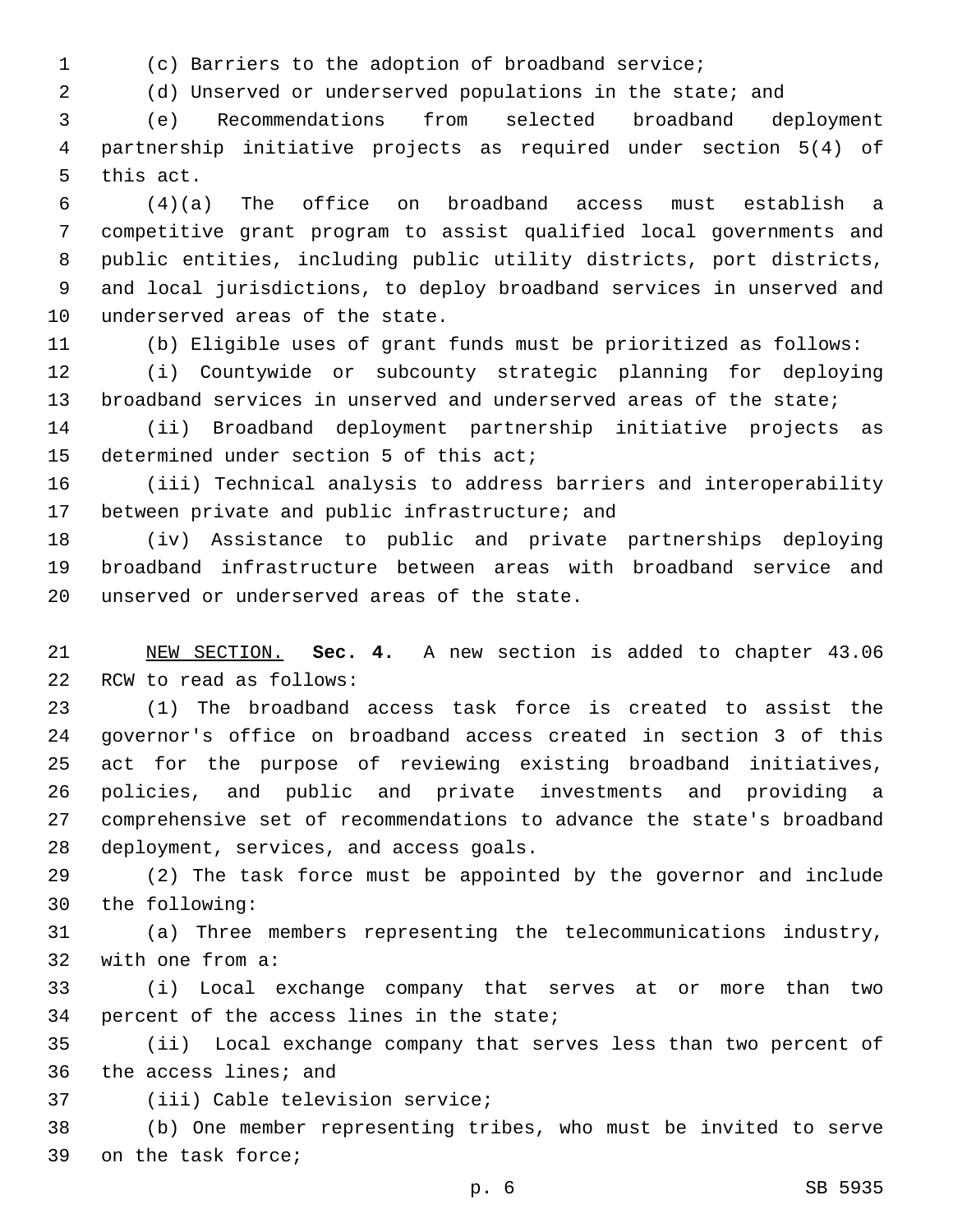(c) Barriers to the adoption of broadband service;

(d) Unserved or underserved populations in the state; and

(e) Recommendations from selected broadband deployment partnership initiative projects as required under section 5(4) of this act.

(4)(a) The office on broadband access must establish a competitive grant program to assist qualified local governments and public entities, including public utility districts, port districts, and local jurisdictions, to deploy broadband services in unserved and underserved areas of the state.

(b) Eligible uses of grant funds must be prioritized as follows:

(i) Countywide or subcounty strategic planning for deploying broadband services in unserved and underserved areas of the state;

(ii) Broadband deployment partnership initiative projects as determined under section 5 of this act;

(iii) Technical analysis to address barriers and interoperability between private and public infrastructure; and

(iv) Assistance to public and private partnerships deploying broadband infrastructure between areas with broadband service and unserved or underserved areas of the state.

<u>NEW SECTION.</u> **Sec. 4.** A new section is added to chapter 43.06 RCW to read as follows:

(1) The broadband access task force is created to assist the governor's office on broadband access created in section 3 of this act for the purpose of reviewing existing broadband initiatives, policies, and public and private investments and providing a comprehensive set of recommendations to advance the state's broadband deployment, services, and access goals.

(2) The task force must be appointed by the governor and include the following:

(a) Three members representing the telecommunications industry, with one from a:

(i) Local exchange company that serves at or more than two percent of the access lines in the state;

(ii) Local exchange company that serves less than two percent of the access lines; and

(iii) Cable television service;

(b) One member representing tribes, who must be invited to serve on the task force;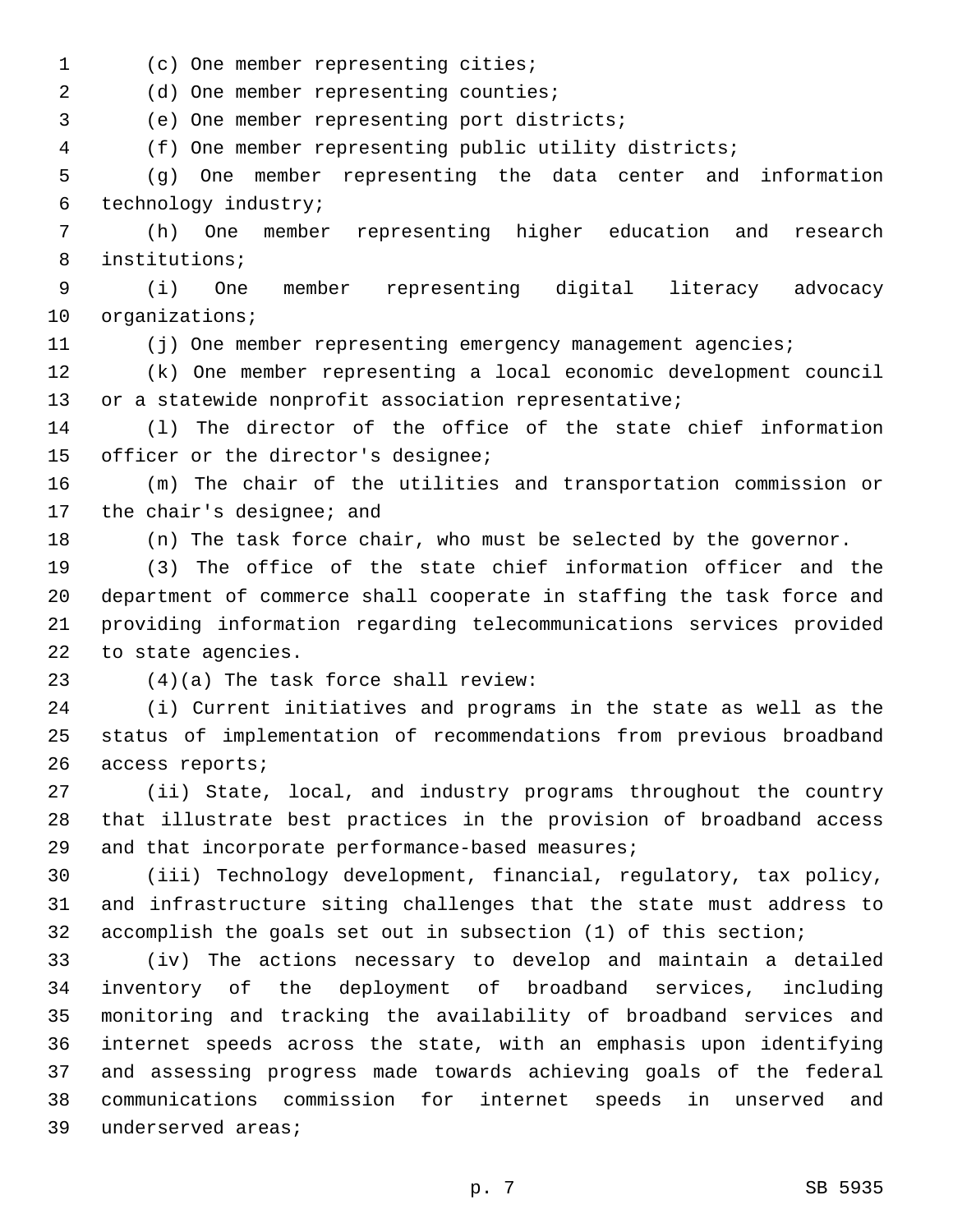(c) One member representing cities;

(d) One member representing counties;

(e) One member representing port districts;

(f) One member representing public utility districts;

(g) One member representing the data center and information technology industry;

(h) One member representing higher education and research institutions;

(i) One member representing digital literacy advocacy organizations;

(j) One member representing emergency management agencies;

(k) One member representing a local economic development council or a statewide nonprofit association representative;

(l) The director of the office of the state chief information officer or the director's designee;

(m) The chair of the utilities and transportation commission or the chair's designee; and

(n) The task force chair, who must be selected by the governor.

(3) The office of the state chief information officer and the department of commerce shall cooperate in staffing the task force and providing information regarding telecommunications services provided to state agencies.

(4)(a) The task force shall review:

(i) Current initiatives and programs in the state as well as the status of implementation of recommendations from previous broadband access reports;

(ii) State, local, and industry programs throughout the country that illustrate best practices in the provision of broadband access and that incorporate performance-based measures;

(iii) Technology development, financial, regulatory, tax policy, and infrastructure siting challenges that the state must address to accomplish the goals set out in subsection (1) of this section;

(iv) The actions necessary to develop and maintain a detailed inventory of the deployment of broadband services, including monitoring and tracking the availability of broadband services and internet speeds across the state, with an emphasis upon identifying and assessing progress made towards achieving goals of the federal communications commission for internet speeds in unserved and underserved areas;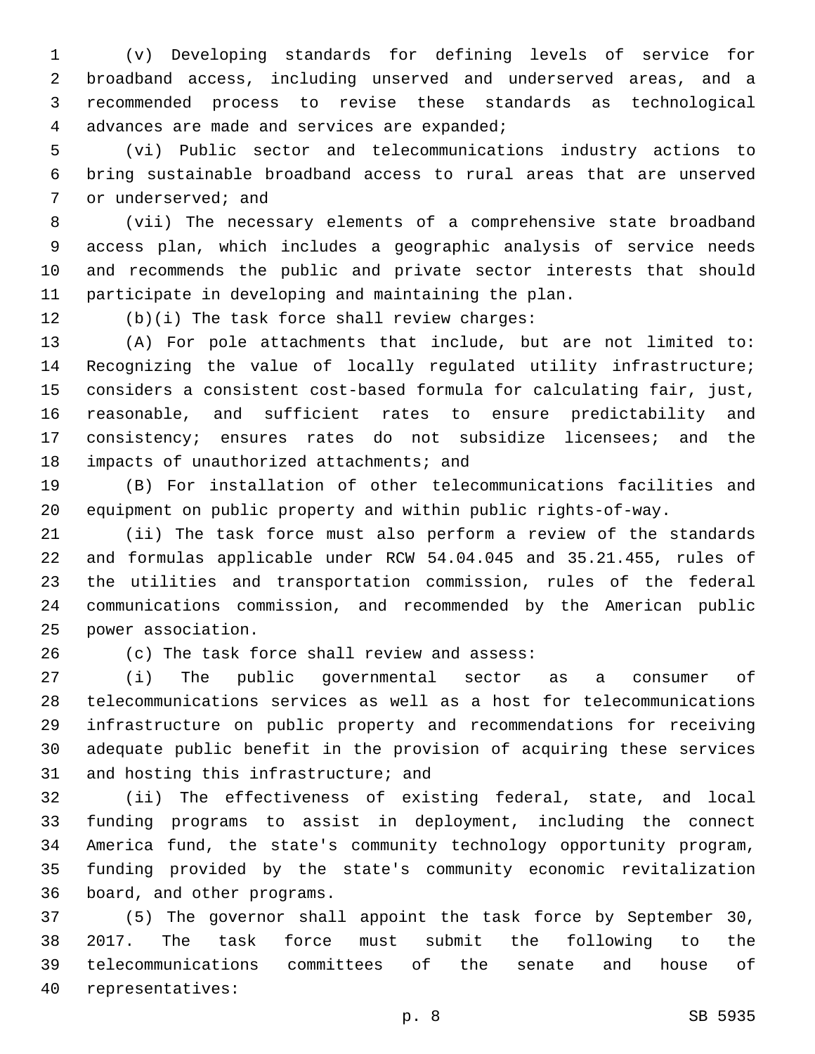(v) Developing standards for defining levels of service for broadband access, including unserved and underserved areas, and a recommended process to revise these standards as technological advances are made and services are expanded;

(vi) Public sector and telecommunications industry actions to bring sustainable broadband access to rural areas that are unserved or underserved; and

(vii) The necessary elements of a comprehensive state broadband access plan, which includes a geographic analysis of service needs and recommends the public and private sector interests that should participate in developing and maintaining the plan.

(b)(i) The task force shall review charges:

(A) For pole attachments that include, but are not limited to: Recognizing the value of locally regulated utility infrastructure; considers a consistent cost-based formula for calculating fair, just, reasonable, and sufficient rates to ensure predictability and consistency; ensures rates do not subsidize licensees; and the impacts of unauthorized attachments; and

(B) For installation of other telecommunications facilities and equipment on public property and within public rights-of-way.

(ii) The task force must also perform a review of the standards and formulas applicable under RCW 54.04.045 and 35.21.455, rules of the utilities and transportation commission, rules of the federal communications commission, and recommended by the American public power association.

(c) The task force shall review and assess:

(i) The public governmental sector as a consumer of telecommunications services as well as a host for telecommunications infrastructure on public property and recommendations for receiving adequate public benefit in the provision of acquiring these services and hosting this infrastructure; and

(ii) The effectiveness of existing federal, state, and local funding programs to assist in deployment, including the connect America fund, the state's community technology opportunity program, funding provided by the state's community economic revitalization board, and other programs.

(5) The governor shall appoint the task force by September 30, 2017. The task force must submit the following to the telecommunications committees of the senate and house of representatives: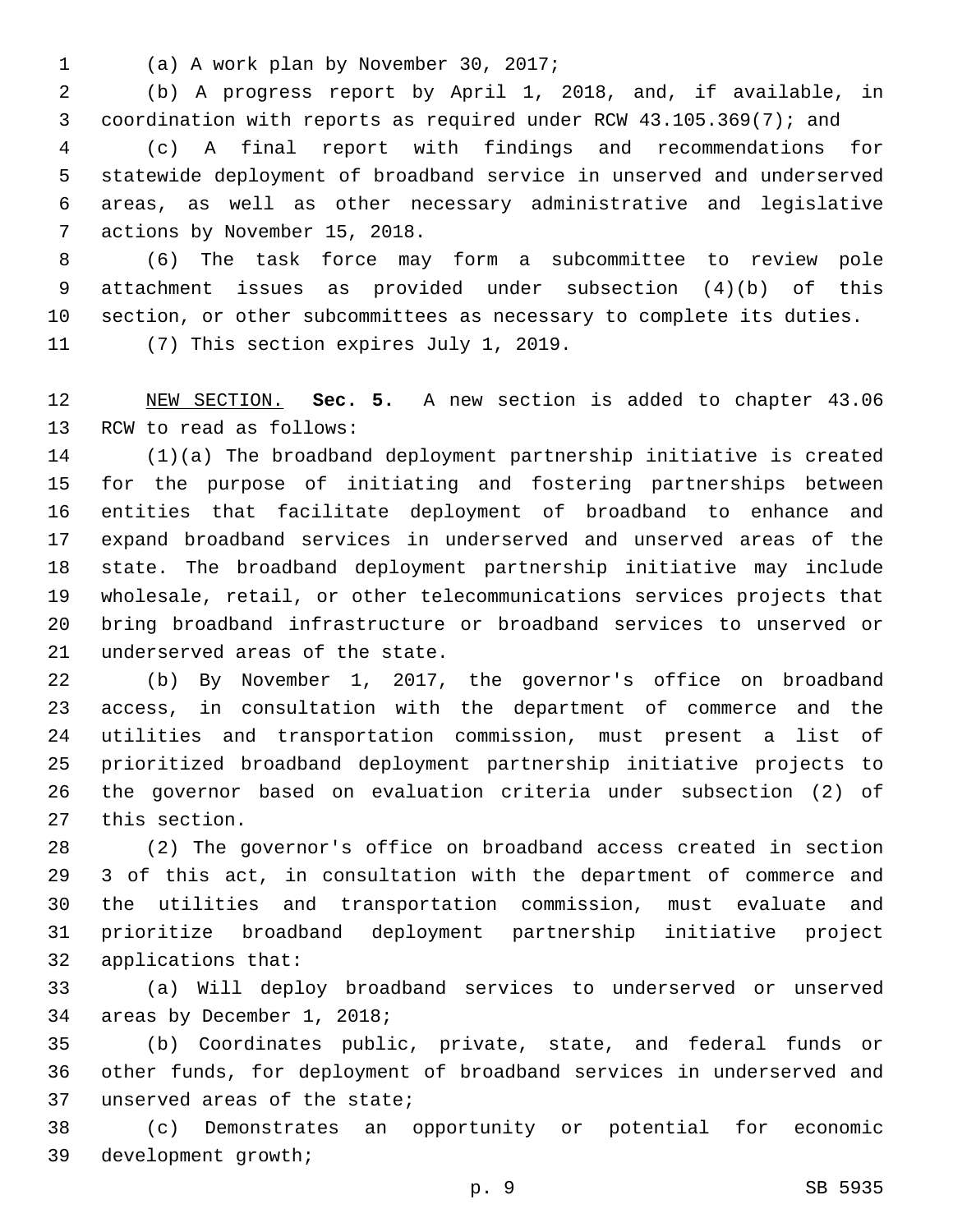(a) A work plan by November 30, 2017;

(b) A progress report by April 1, 2018, and, if available, in coordination with reports as required under RCW 43.105.369(7); and

(c) A final report with findings and recommendations for statewide deployment of broadband service in unserved and underserved areas, as well as other necessary administrative and legislative actions by November 15, 2018.

(6) The task force may form a subcommittee to review pole attachment issues as provided under subsection (4)(b) of this section, or other subcommittees as necessary to complete its duties.

(7) This section expires July 1, 2019.

NEW SECTION. **Sec. 5.** A new section is added to chapter 43.06 RCW to read as follows:

(1)(a) The broadband deployment partnership initiative is created for the purpose of initiating and fostering partnerships between entities that facilitate deployment of broadband to enhance and expand broadband services in underserved and unserved areas of the state. The broadband deployment partnership initiative may include wholesale, retail, or other telecommunications services projects that bring broadband infrastructure or broadband services to unserved or underserved areas of the state.

(b) By November 1, 2017, the governor's office on broadband access, in consultation with the department of commerce and the utilities and transportation commission, must present a list of prioritized broadband deployment partnership initiative projects to the governor based on evaluation criteria under subsection (2) of this section.

(2) The governor's office on broadband access created in section 3 of this act, in consultation with the department of commerce and the utilities and transportation commission, must evaluate and prioritize broadband deployment partnership initiative project applications that:

(a) Will deploy broadband services to underserved or unserved areas by December 1, 2018;

(b) Coordinates public, private, state, and federal funds or other funds, for deployment of broadband services in underserved and unserved areas of the state;

(c) Demonstrates an opportunity or potential for economic development growth;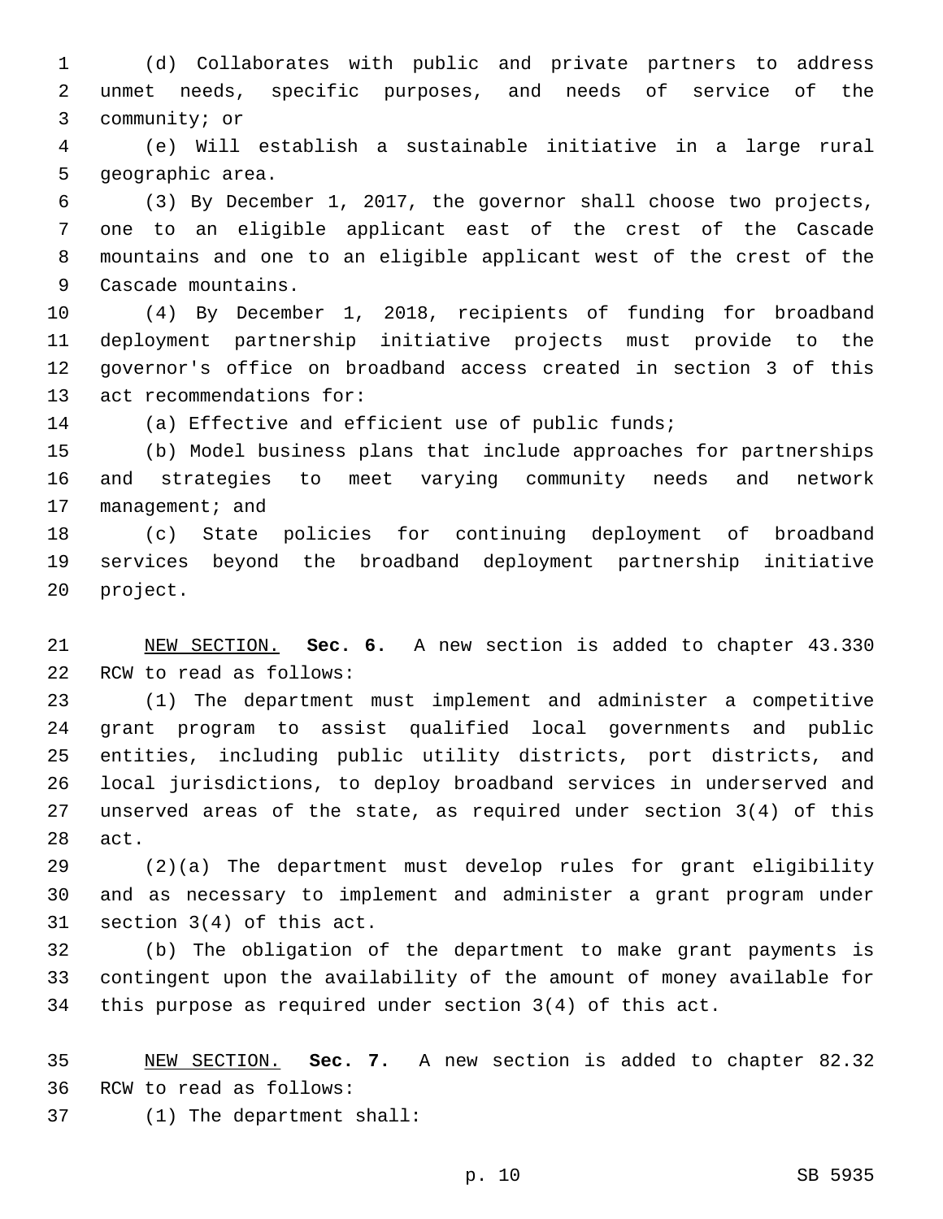(d) Collaborates with public and private partners to address unmet needs, specific purposes, and needs of service of the community; or

(e) Will establish a sustainable initiative in a large rural geographic area.

(3) By December 1, 2017, the governor shall choose two projects, one to an eligible applicant east of the crest of the Cascade mountains and one to an eligible applicant west of the crest of the Cascade mountains.

(4) By December 1, 2018, recipients of funding for broadband deployment partnership initiative projects must provide to the governor's office on broadband access created in section 3 of this act recommendations for:

(a) Effective and efficient use of public funds;

(b) Model business plans that include approaches for partnerships and strategies to meet varying community needs and network management; and

(c) State policies for continuing deployment of broadband services beyond the broadband deployment partnership initiative project.

NEW SECTION. **Sec. 6.** A new section is added to chapter 43.330 RCW to read as follows:

(1) The department must implement and administer a competitive grant program to assist qualified local governments and public entities, including public utility districts, port districts, and local jurisdictions, to deploy broadband services in underserved and unserved areas of the state, as required under section 3(4) of this act.

(2)(a) The department must develop rules for grant eligibility and as necessary to implement and administer a grant program under section 3(4) of this act.

(b) The obligation of the department to make grant payments is contingent upon the availability of the amount of money available for this purpose as required under section 3(4) of this act.

NEW SECTION. **Sec. 7.** A new section is added to chapter 82.32 RCW to read as follows:

(1) The department shall: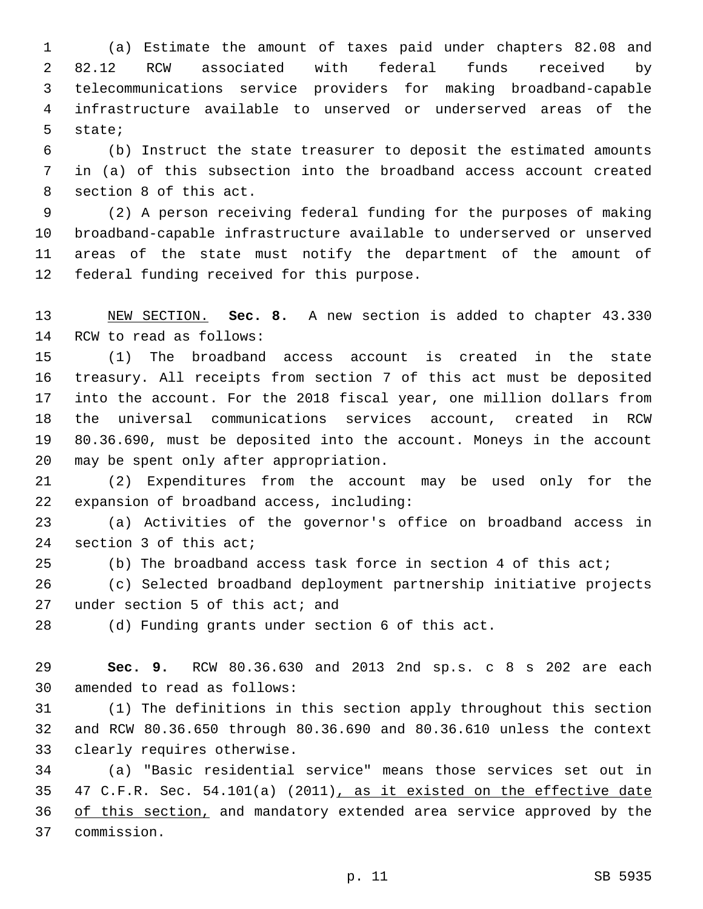(a) Estimate the amount of taxes paid under chapters 82.08 and 82.12 RCW associated with federal funds received by telecommunications service providers for making broadband-capable infrastructure available to unserved or underserved areas of the state;

(b) Instruct the state treasurer to deposit the estimated amounts in (a) of this subsection into the broadband access account created section 8 of this act.

(2) A person receiving federal funding for the purposes of making broadband-capable infrastructure available to underserved or unserved areas of the state must notify the department of the amount of federal funding received for this purpose.

NEW SECTION. **Sec. 8.** A new section is added to chapter 43.330 RCW to read as follows:

(1) The broadband access account is created in the state treasury. All receipts from section 7 of this act must be deposited into the account. For the 2018 fiscal year, one million dollars from the universal communications services account, created in RCW 80.36.690, must be deposited into the account. Moneys in the account may be spent only after appropriation.

(2) Expenditures from the account may be used only for the expansion of broadband access, including:

(a) Activities of the governor's office on broadband access in section 3 of this act;

(b) The broadband access task force in section 4 of this act;

(c) Selected broadband deployment partnership initiative projects under section 5 of this act; and

(d) Funding grants under section 6 of this act.

**Sec. 9.** RCW 80.36.630 and 2013 2nd sp.s. c 8 s 202 are each amended to read as follows:

(1) The definitions in this section apply throughout this section and RCW 80.36.650 through 80.36.690 and 80.36.610 unless the context clearly requires otherwise.

(a) "Basic residential service" means those services set out in 47 C.F.R. Sec. 54.101(a) (2011), as it existed on the effective date of this section, and mandatory extended area service approved by the commission.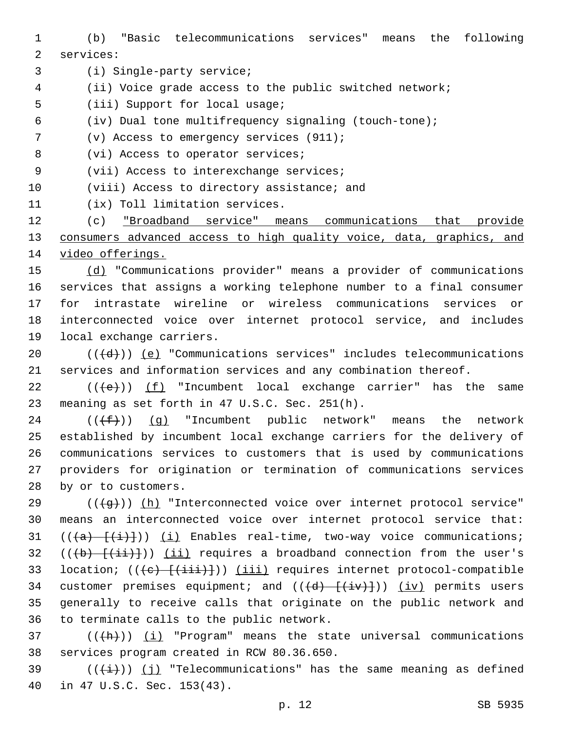(b) "Basic telecommunications services" means the following services:

(i) Single-party service;

(ii) Voice grade access to the public switched network;

(iii) Support for local usage;

(iv) Dual tone multifrequency signaling (touch-tone);

(v) Access to emergency services (911);

(vi) Access to operator services;

(vii) Access to interexchange services;

(viii) Access to directory assistance; and

(ix) Toll limitation services.

(c) "Broadband service" means communications that provide consumers advanced access to high quality voice, data, graphics, and video offerings.

(d) "Communications provider" means a provider of communications services that assigns a working telephone number to a final consumer for intrastate wireline or wireless communications services or interconnected voice over internet protocol service, and includes local exchange carriers.

(((d))) (e) "Communications services" includes telecommunications services and information services and any combination thereof.

(((e))) (f) "Incumbent local exchange carrier" has the same meaning as set forth in 47 U.S.C. Sec. 251(h).

(((f))) (g) "Incumbent public network" means the network established by incumbent local exchange carriers for the delivery of communications services to customers that is used by communications providers for origination or termination of communications services by or to customers.

(((g))) (h) "Interconnected voice over internet protocol service" means an interconnected voice over internet protocol service that: (((a) [(i)])) (i) Enables real-time, two-way voice communications; (((b) [(ii)])) (ii) requires a broadband connection from the user's location; (((c) [(iii)])) (iii) requires internet protocol-compatible customer premises equipment; and (((d) [(iv)])) (iv) permits users generally to receive calls that originate on the public network and to terminate calls to the public network.

(((h))) (i) "Program" means the state universal communications services program created in RCW 80.36.650.

(((i))) (j) "Telecommunications" has the same meaning as defined in 47 U.S.C. Sec. 153(43).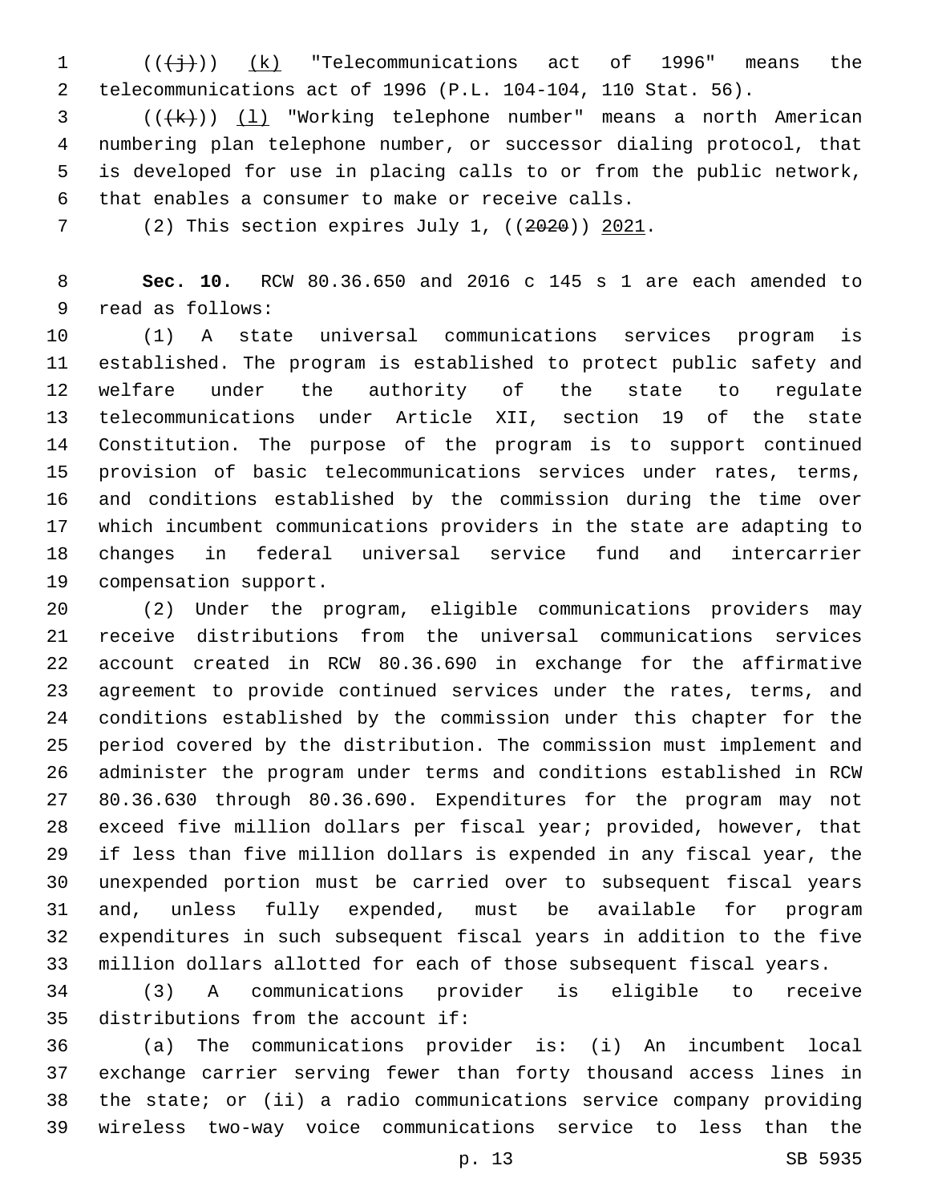((~~(j)~~)) <u>(k)</u> "Telecommunications act of 1996" means the telecommunications act of 1996 (P.L. 104-104, 110 Stat. 56).

((~~(k)~~)) <u>(l)</u> "Working telephone number" means a north American numbering plan telephone number, or successor dialing protocol, that is developed for use in placing calls to or from the public network, that enables a consumer to make or receive calls.

(2) This section expires July 1, ((~~2020~~)) <u>2021</u>.

**Sec. 10.** RCW 80.36.650 and 2016 c 145 s 1 are each amended to read as follows:

(1) A state universal communications services program is established. The program is established to protect public safety and welfare under the authority of the state to regulate telecommunications under Article XII, section 19 of the state Constitution. The purpose of the program is to support continued provision of basic telecommunications services under rates, terms, and conditions established by the commission during the time over which incumbent communications providers in the state are adapting to changes in federal universal service fund and intercarrier compensation support.

(2) Under the program, eligible communications providers may receive distributions from the universal communications services account created in RCW 80.36.690 in exchange for the affirmative agreement to provide continued services under the rates, terms, and conditions established by the commission under this chapter for the period covered by the distribution. The commission must implement and administer the program under terms and conditions established in RCW 80.36.630 through 80.36.690. Expenditures for the program may not exceed five million dollars per fiscal year; provided, however, that if less than five million dollars is expended in any fiscal year, the unexpended portion must be carried over to subsequent fiscal years and, unless fully expended, must be available for program expenditures in such subsequent fiscal years in addition to the five million dollars allotted for each of those subsequent fiscal years.

(3) A communications provider is eligible to receive distributions from the account if:

(a) The communications provider is: (i) An incumbent local exchange carrier serving fewer than forty thousand access lines in the state; or (ii) a radio communications service company providing wireless two-way voice communications service to less than the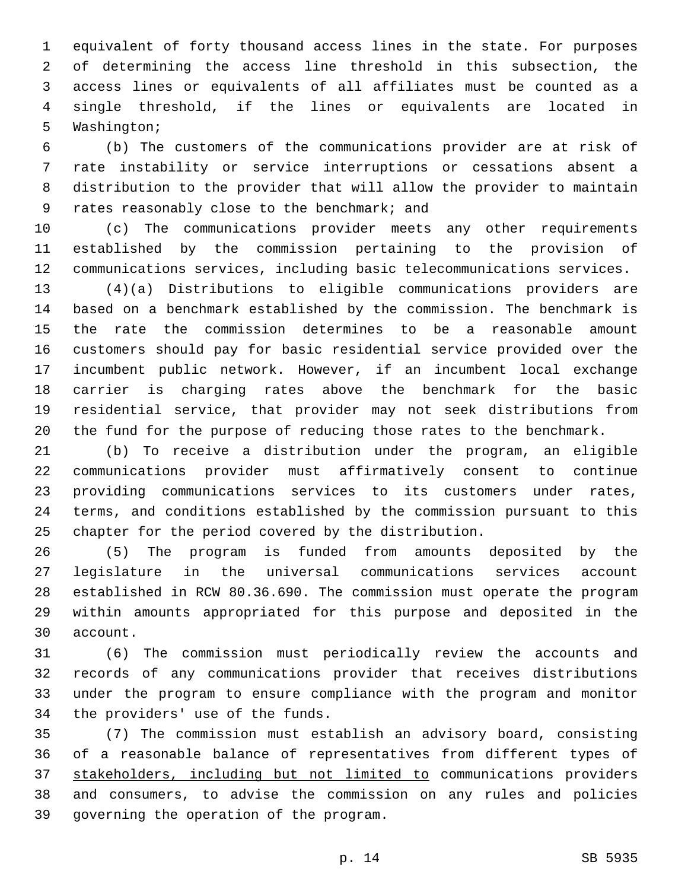equivalent of forty thousand access lines in the state. For purposes of determining the access line threshold in this subsection, the access lines or equivalents of all affiliates must be counted as a single threshold, if the lines or equivalents are located in Washington;

(b) The customers of the communications provider are at risk of rate instability or service interruptions or cessations absent a distribution to the provider that will allow the provider to maintain rates reasonably close to the benchmark; and

(c) The communications provider meets any other requirements established by the commission pertaining to the provision of communications services, including basic telecommunications services.

(4)(a) Distributions to eligible communications providers are based on a benchmark established by the commission. The benchmark is the rate the commission determines to be a reasonable amount customers should pay for basic residential service provided over the incumbent public network. However, if an incumbent local exchange carrier is charging rates above the benchmark for the basic residential service, that provider may not seek distributions from the fund for the purpose of reducing those rates to the benchmark.

(b) To receive a distribution under the program, an eligible communications provider must affirmatively consent to continue providing communications services to its customers under rates, terms, and conditions established by the commission pursuant to this chapter for the period covered by the distribution.

(5) The program is funded from amounts deposited by the legislature in the universal communications services account established in RCW 80.36.690. The commission must operate the program within amounts appropriated for this purpose and deposited in the account.

(6) The commission must periodically review the accounts and records of any communications provider that receives distributions under the program to ensure compliance with the program and monitor the providers' use of the funds.

(7) The commission must establish an advisory board, consisting of a reasonable balance of representatives from different types of <u>stakeholders, including but not limited to</u> communications providers and consumers, to advise the commission on any rules and policies governing the operation of the program.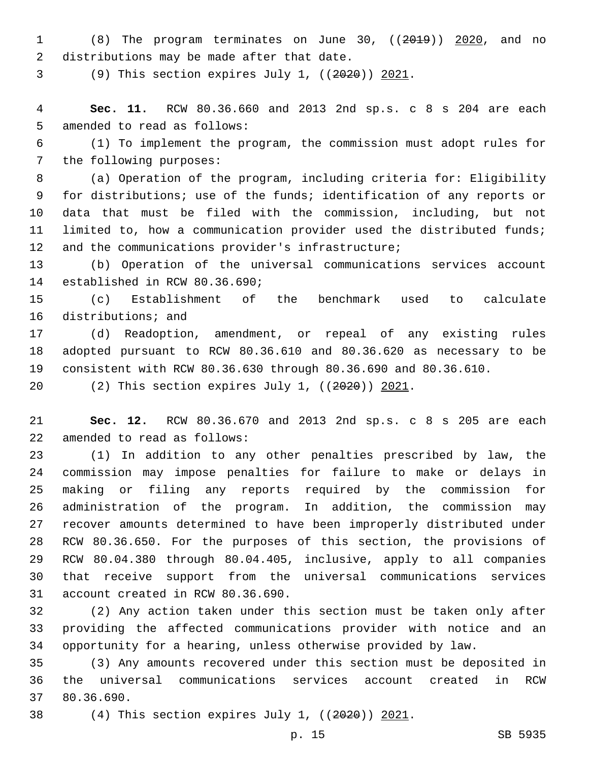(8) The program terminates on June 30, ((~~2019~~)) <u>2020</u>, and no distributions may be made after that date.

(9) This section expires July 1, ((~~2020~~)) <u>2021</u>.

**Sec. 11.** RCW 80.36.660 and 2013 2nd sp.s. c 8 s 204 are each amended to read as follows:

(1) To implement the program, the commission must adopt rules for the following purposes:

(a) Operation of the program, including criteria for: Eligibility for distributions; use of the funds; identification of any reports or data that must be filed with the commission, including, but not limited to, how a communication provider used the distributed funds; and the communications provider's infrastructure;

(b) Operation of the universal communications services account established in RCW 80.36.690;

(c) Establishment of the benchmark used to calculate distributions; and

(d) Readoption, amendment, or repeal of any existing rules adopted pursuant to RCW 80.36.610 and 80.36.620 as necessary to be consistent with RCW 80.36.630 through 80.36.690 and 80.36.610.

(2) This section expires July 1, ((~~2020~~)) <u>2021</u>.

**Sec. 12.** RCW 80.36.670 and 2013 2nd sp.s. c 8 s 205 are each amended to read as follows:

(1) In addition to any other penalties prescribed by law, the commission may impose penalties for failure to make or delays in making or filing any reports required by the commission for administration of the program. In addition, the commission may recover amounts determined to have been improperly distributed under RCW 80.36.650. For the purposes of this section, the provisions of RCW 80.04.380 through 80.04.405, inclusive, apply to all companies that receive support from the universal communications services account created in RCW 80.36.690.

(2) Any action taken under this section must be taken only after providing the affected communications provider with notice and an opportunity for a hearing, unless otherwise provided by law.

(3) Any amounts recovered under this section must be deposited in the universal communications services account created in RCW 80.36.690.

(4) This section expires July 1, ((~~2020~~)) <u>2021</u>.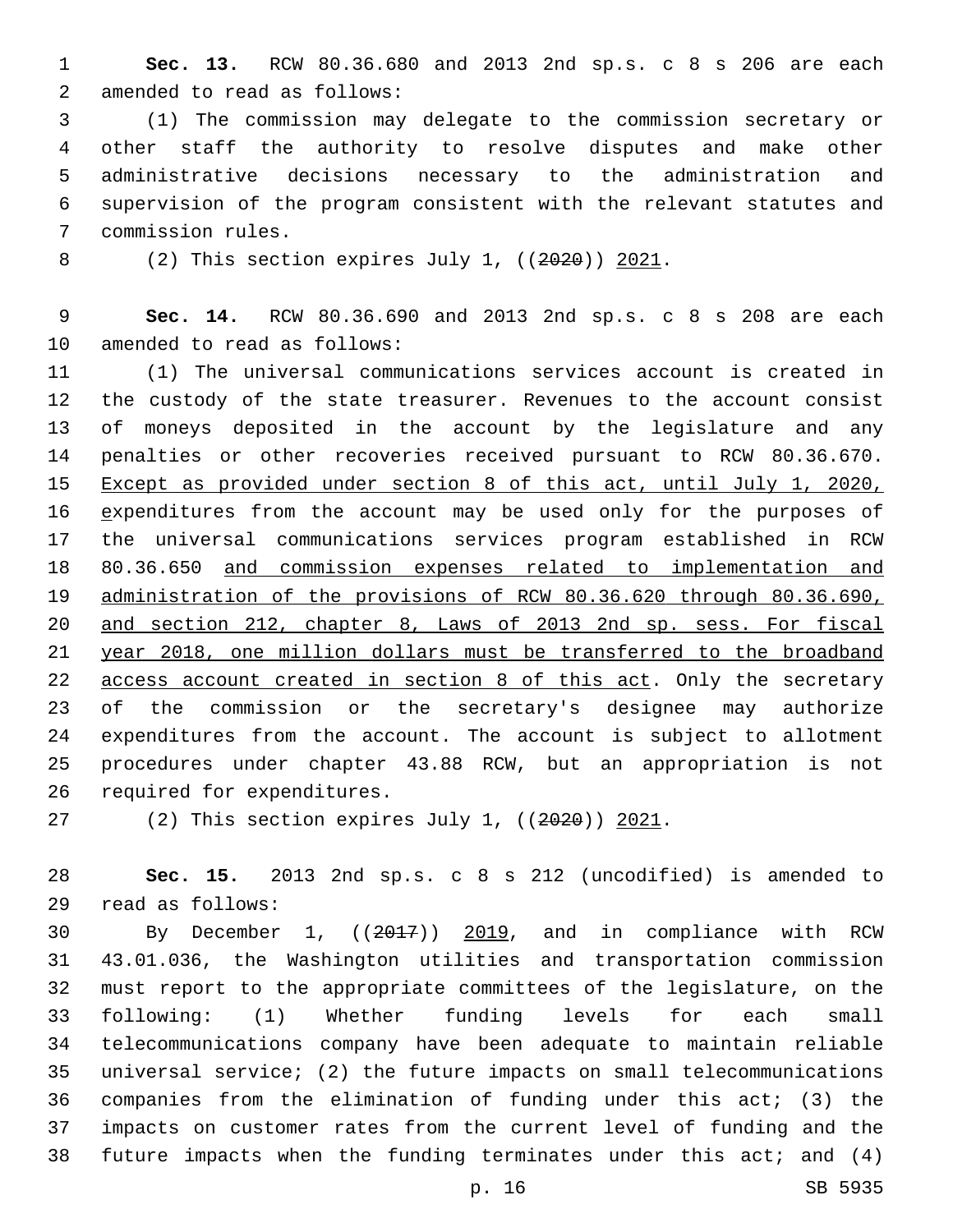**Sec. 13.** RCW 80.36.680 and 2013 2nd sp.s. c 8 s 206 are each amended to read as follows:

(1) The commission may delegate to the commission secretary or other staff the authority to resolve disputes and make other administrative decisions necessary to the administration and supervision of the program consistent with the relevant statutes and commission rules.

(2) This section expires July 1, ((~~2020~~)) <u>2021</u>.

**Sec. 14.** RCW 80.36.690 and 2013 2nd sp.s. c 8 s 208 are each amended to read as follows:

(1) The universal communications services account is created in the custody of the state treasurer. Revenues to the account consist of moneys deposited in the account by the legislature and any penalties or other recoveries received pursuant to RCW 80.36.670. <u>Except as provided under section 8 of this act, until July 1, 2020, e</u>xpenditures from the account may be used only for the purposes of the universal communications services program established in RCW 80.36.650 <u>and commission expenses related to implementation and administration of the provisions of RCW 80.36.620 through 80.36.690, and section 212, chapter 8, Laws of 2013 2nd sp. sess. For fiscal year 2018, one million dollars must be transferred to the broadband access account created in section 8 of this act</u>. Only the secretary of the commission or the secretary's designee may authorize expenditures from the account. The account is subject to allotment procedures under chapter 43.88 RCW, but an appropriation is not required for expenditures.

(2) This section expires July 1, ((~~2020~~)) <u>2021</u>.

**Sec. 15.** 2013 2nd sp.s. c 8 s 212 (uncodified) is amended to read as follows:

By December 1, ((~~2017~~)) <u>2019</u>, and in compliance with RCW 43.01.036, the Washington utilities and transportation commission must report to the appropriate committees of the legislature, on the following: (1) Whether funding levels for each small telecommunications company have been adequate to maintain reliable universal service; (2) the future impacts on small telecommunications companies from the elimination of funding under this act; (3) the impacts on customer rates from the current level of funding and the future impacts when the funding terminates under this act; and (4)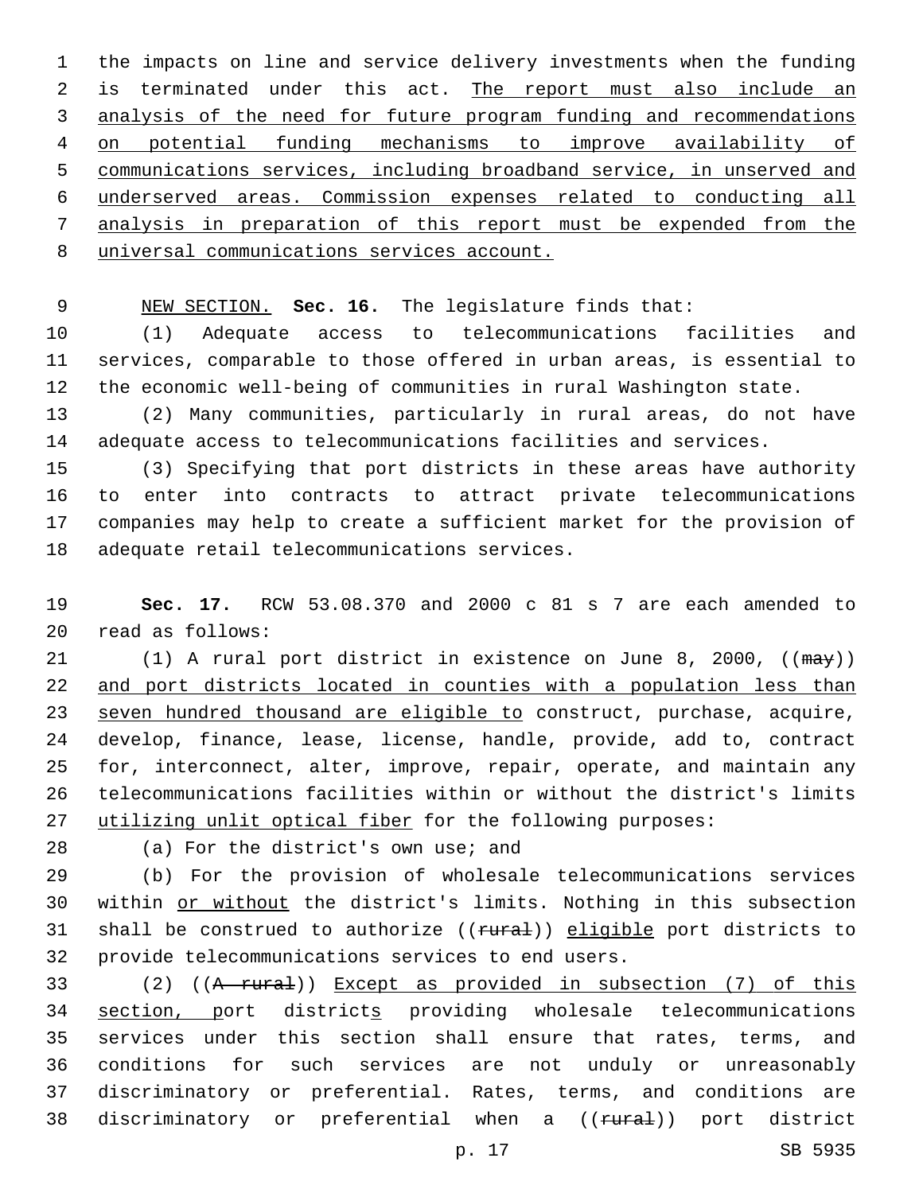the impacts on line and service delivery investments when the funding is terminated under this act. <u>The report must also include an analysis of the need for future program funding and recommendations on potential funding mechanisms to improve availability of communications services, including broadband service, in unserved and underserved areas. Commission expenses related to conducting all analysis in preparation of this report must be expended from the universal communications services account.</u>

<u>NEW SECTION.</u> **Sec. 16.** The legislature finds that:

(1) Adequate access to telecommunications facilities and services, comparable to those offered in urban areas, is essential to the economic well-being of communities in rural Washington state.

(2) Many communities, particularly in rural areas, do not have adequate access to telecommunications facilities and services.

(3) Specifying that port districts in these areas have authority to enter into contracts to attract private telecommunications companies may help to create a sufficient market for the provision of adequate retail telecommunications services.

**Sec. 17.** RCW 53.08.370 and 2000 c 81 s 7 are each amended to read as follows:

(1) A rural port district in existence on June 8, 2000, ((~~may~~)) <u>and port districts located in counties with a population less than seven hundred thousand are eligible to</u> construct, purchase, acquire, develop, finance, lease, license, handle, provide, add to, contract for, interconnect, alter, improve, repair, operate, and maintain any telecommunications facilities within or without the district's limits <u>utilizing unlit optical fiber</u> for the following purposes:

(a) For the district's own use; and

(b) For the provision of wholesale telecommunications services within <u>or without</u> the district's limits. Nothing in this subsection shall be construed to authorize ((~~rural~~)) <u>eligible</u> port districts to provide telecommunications services to end users.

(2) ((~~A rural~~)) <u>Except as provided in subsection (7) of this section, p</u>ort district<u>s</u> providing wholesale telecommunications services under this section shall ensure that rates, terms, and conditions for such services are not unduly or unreasonably discriminatory or preferential. Rates, terms, and conditions are discriminatory or preferential when a ((~~rural~~)) port district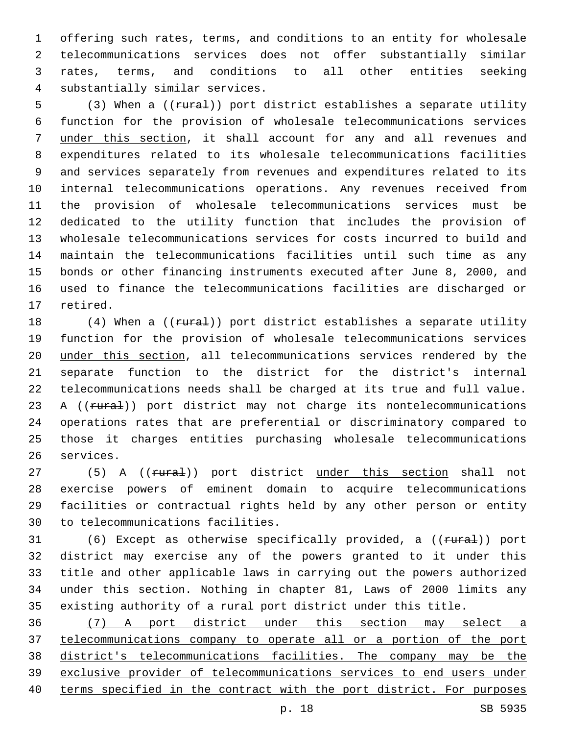offering such rates, terms, and conditions to an entity for wholesale telecommunications services does not offer substantially similar rates, terms, and conditions to all other entities seeking substantially similar services.

(3) When a ((~~rural~~)) port district establishes a separate utility function for the provision of wholesale telecommunications services under this section, it shall account for any and all revenues and expenditures related to its wholesale telecommunications facilities and services separately from revenues and expenditures related to its internal telecommunications operations. Any revenues received from the provision of wholesale telecommunications services must be dedicated to the utility function that includes the provision of wholesale telecommunications services for costs incurred to build and maintain the telecommunications facilities until such time as any bonds or other financing instruments executed after June 8, 2000, and used to finance the telecommunications facilities are discharged or retired.

(4) When a ((~~rural~~)) port district establishes a separate utility function for the provision of wholesale telecommunications services under this section, all telecommunications services rendered by the separate function to the district for the district's internal telecommunications needs shall be charged at its true and full value. A ((~~rural~~)) port district may not charge its nontelecommunications operations rates that are preferential or discriminatory compared to those it charges entities purchasing wholesale telecommunications services.

(5) A ((~~rural~~)) port district under this section shall not exercise powers of eminent domain to acquire telecommunications facilities or contractual rights held by any other person or entity to telecommunications facilities.

(6) Except as otherwise specifically provided, a ((~~rural~~)) port district may exercise any of the powers granted to it under this title and other applicable laws in carrying out the powers authorized under this section. Nothing in chapter 81, Laws of 2000 limits any existing authority of a rural port district under this title.

(7) A port district under this section may select a telecommunications company to operate all or a portion of the port district's telecommunications facilities. The company may be the exclusive provider of telecommunications services to end users under terms specified in the contract with the port district. For purposes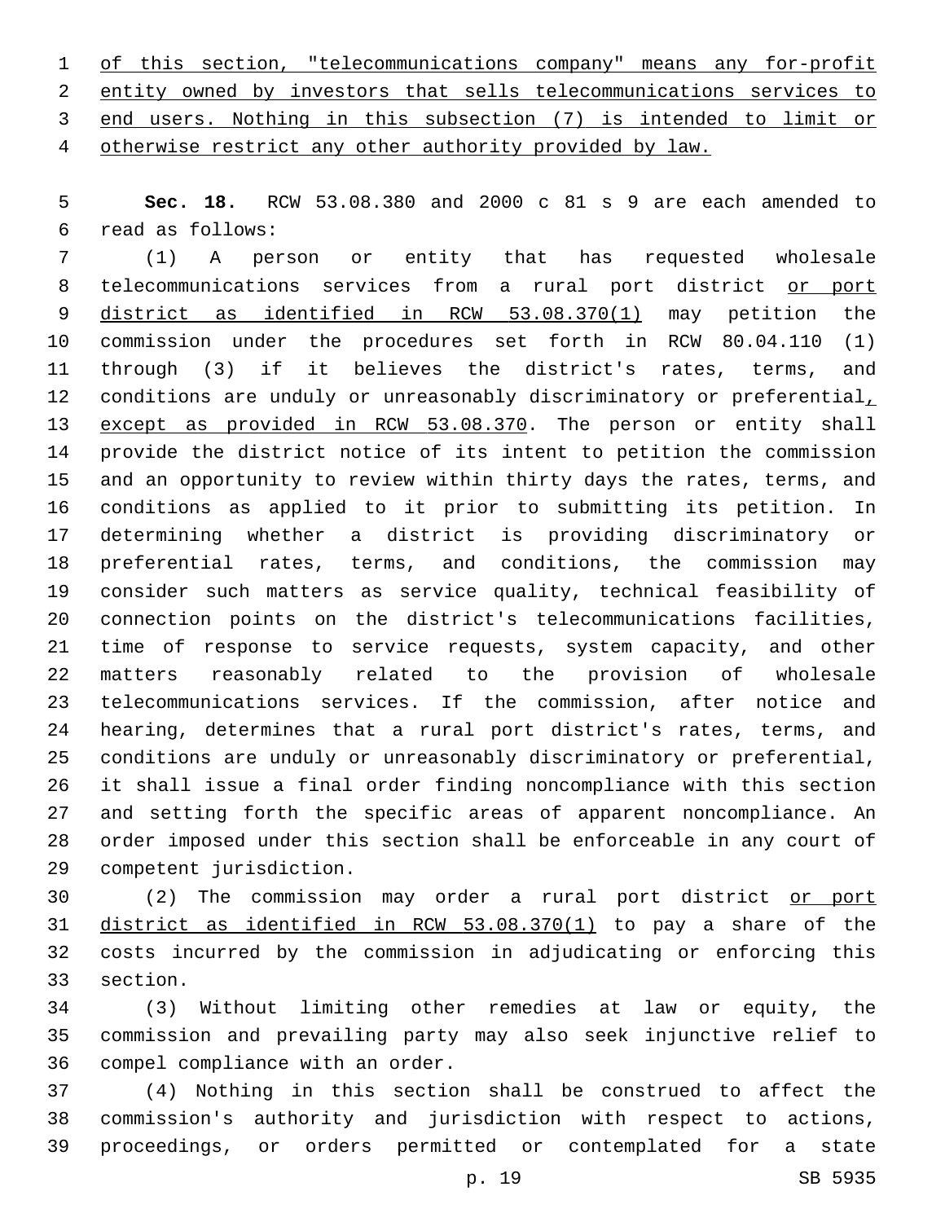of this section, "telecommunications company" means any for-profit entity owned by investors that sells telecommunications services to end users. Nothing in this subsection (7) is intended to limit or otherwise restrict any other authority provided by law.

**Sec. 18.** RCW 53.08.380 and 2000 c 81 s 9 are each amended to read as follows:

(1) A person or entity that has requested wholesale telecommunications services from a rural port district or port district as identified in RCW 53.08.370(1) may petition the commission under the procedures set forth in RCW 80.04.110 (1) through (3) if it believes the district's rates, terms, and conditions are unduly or unreasonably discriminatory or preferential, except as provided in RCW 53.08.370. The person or entity shall provide the district notice of its intent to petition the commission and an opportunity to review within thirty days the rates, terms, and conditions as applied to it prior to submitting its petition. In determining whether a district is providing discriminatory or preferential rates, terms, and conditions, the commission may consider such matters as service quality, technical feasibility of connection points on the district's telecommunications facilities, time of response to service requests, system capacity, and other matters reasonably related to the provision of wholesale telecommunications services. If the commission, after notice and hearing, determines that a rural port district's rates, terms, and conditions are unduly or unreasonably discriminatory or preferential, it shall issue a final order finding noncompliance with this section and setting forth the specific areas of apparent noncompliance. An order imposed under this section shall be enforceable in any court of competent jurisdiction.

(2) The commission may order a rural port district or port district as identified in RCW 53.08.370(1) to pay a share of the costs incurred by the commission in adjudicating or enforcing this section.

(3) Without limiting other remedies at law or equity, the commission and prevailing party may also seek injunctive relief to compel compliance with an order.

(4) Nothing in this section shall be construed to affect the commission's authority and jurisdiction with respect to actions, proceedings, or orders permitted or contemplated for a state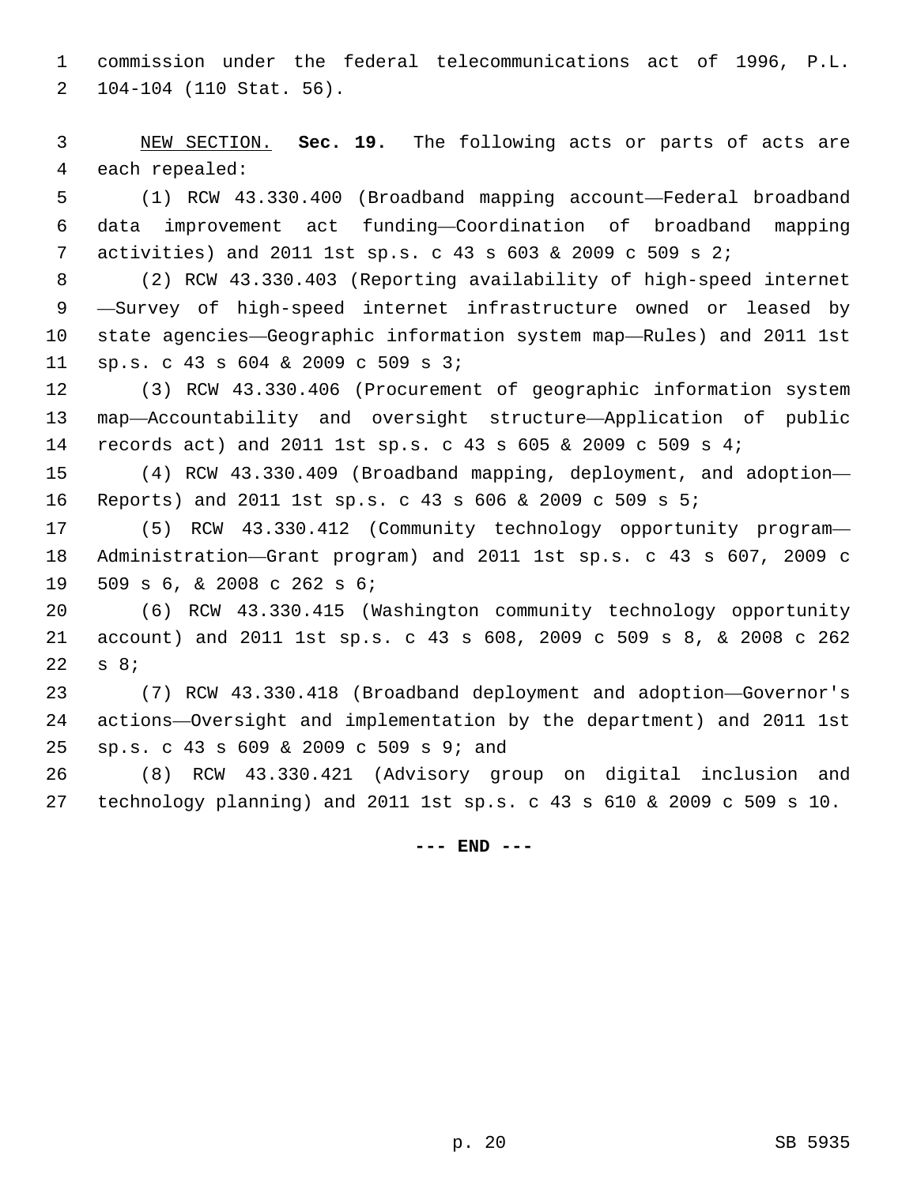commission under the federal telecommunications act of 1996, P.L. 104-104 (110 Stat. 56).

NEW SECTION. **Sec. 19.** The following acts or parts of acts are each repealed:

(1) RCW 43.330.400 (Broadband mapping account—Federal broadband data improvement act funding—Coordination of broadband mapping activities) and 2011 1st sp.s. c 43 s 603 & 2009 c 509 s 2;

(2) RCW 43.330.403 (Reporting availability of high-speed internet—Survey of high-speed internet infrastructure owned or leased by state agencies—Geographic information system map—Rules) and 2011 1st sp.s. c 43 s 604 & 2009 c 509 s 3;

(3) RCW 43.330.406 (Procurement of geographic information system map—Accountability and oversight structure—Application of public records act) and 2011 1st sp.s. c 43 s 605 & 2009 c 509 s 4;

(4) RCW 43.330.409 (Broadband mapping, deployment, and adoption—Reports) and 2011 1st sp.s. c 43 s 606 & 2009 c 509 s 5;

(5) RCW 43.330.412 (Community technology opportunity program—Administration—Grant program) and 2011 1st sp.s. c 43 s 607, 2009 c 509 s 6, & 2008 c 262 s 6;

(6) RCW 43.330.415 (Washington community technology opportunity account) and 2011 1st sp.s. c 43 s 608, 2009 c 509 s 8, & 2008 c 262 s 8;

(7) RCW 43.330.418 (Broadband deployment and adoption—Governor's actions—Oversight and implementation by the department) and 2011 1st sp.s. c 43 s 609 & 2009 c 509 s 9; and

(8) RCW 43.330.421 (Advisory group on digital inclusion and technology planning) and 2011 1st sp.s. c 43 s 610 & 2009 c 509 s 10.

**--- END ---**